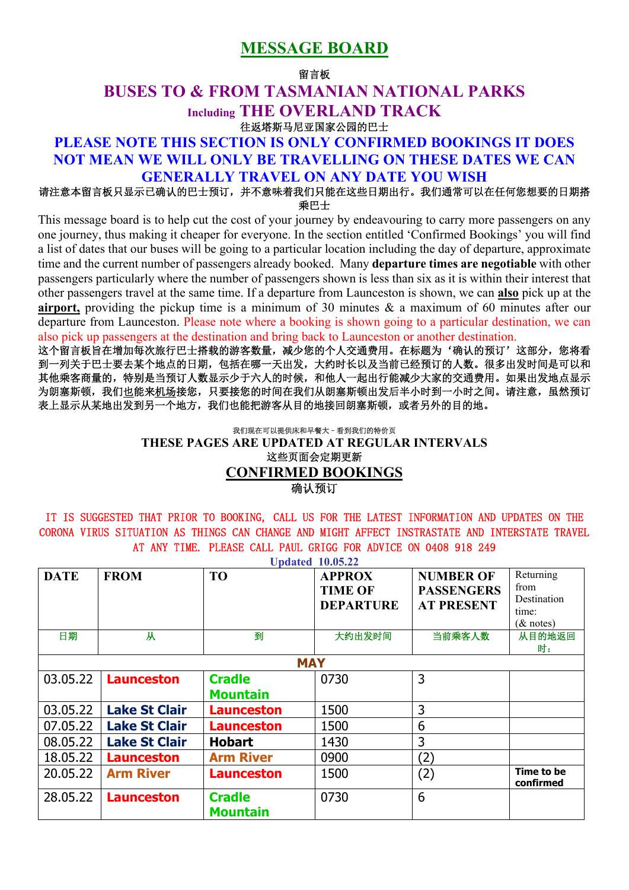# MESSAGE BOARD

留言板

## BUSES TO & FROM TASMANIAN NATIONAL PARKS

## Including THE OVERLAND TRACK

往返塔斯马尼亚国家公园的巴士

**PLEASE NOTE THIS SECTION IS ONLY CONFIRMED BOOKINGS IT DOES NOT MEAN WE WILL ONLY BE TRAVELLING ON THESE DATES WE CAN GENERALLY TRAVEL ON ANY DATE YOU WISH**

请注意本留言板只显示已确认的巴士预订，并不意味着我们只能在这些日期出行。我们通常可以在任何您想要的日期搭乘巴士

This message board is to help cut the cost of your journey by endeavouring to carry more passengers on any one journey, thus making it cheaper for everyone. In the section entitled 'Confirmed Bookings' you will find a list of dates that our buses will be going to a particular location including the day of departure, approximate time and the current number of passengers already booked. Many **departure times are negotiable** with other passengers particularly where the number of passengers shown is less than six as it is within their interest that other passengers travel at the same time. If a departure from Launceston is shown, we can **also** pick up at the **airport,** providing the pickup time is a minimum of 30 minutes & a maximum of 60 minutes after our departure from Launceston. Please note where a booking is shown going to a particular destination, we can also pick up passengers at the destination and bring back to Launceston or another destination.

这个留言板旨在增加每次旅行巴士搭载的游客数量，减少您的个人交通费用。在标题为'确认的预订'这部分，您将看到一列关于巴士要去某个地点的日期，包括在哪一天出发，大约时长以及当前已经预订的人数。很多出发时间是可以和其他乘客商量的，特别是当预订人数显示少于六人的时候，和他人一起出行能减少大家的交通费用。如果出发地点显示为朗塞斯顿，我们也能来机场接您，只要接您的时间在我们从朗塞斯顿出发后半小时到一小时之间。请注意，虽然预订表上显示从某地出发到另一个地方，我们也能把游客从目的地接回朗塞斯顿，或者另外的目的地。

我们现在可以提供床和早餐大－看到我们的特价页

**THESE PAGES ARE UPDATED AT REGULAR INTERVALS**

这些页面会定期更新

## CONFIRMED BOOKINGS

确认预订

IT IS SUGGESTED THAT PRIOR TO BOOKING, CALL US FOR THE LATEST INFORMATION AND UPDATES ON THE CORONA VIRUS SITUATION AS THINGS CAN CHANGE AND MIGHT AFFECT INSTRASTATE AND INTERSTATE TRAVEL AT ANY TIME. PLEASE CALL PAUL GRIGG FOR ADVICE ON 0408 918 249

**Updated 10.05.22**

| DATE | FROM | TO | APPROX TIME OF DEPARTURE | NUMBER OF PASSENGERS AT PRESENT | Returning from Destination time: (& notes) |
|---|---|---|---|---|---|
| 日期 | 从 | 到 | 大约出发时间 | 当前乘客人数 | 从目的地返回时: |
| **MAY** | | | | | |
| 03.05.22 | **Launceston** | **Cradle Mountain** | 0730 | 3 | |
| 03.05.22 | **Lake St Clair** | **Launceston** | 1500 | 3 | |
| 07.05.22 | **Lake St Clair** | **Launceston** | 1500 | 6 | |
| 08.05.22 | **Lake St Clair** | **Hobart** | 1430 | 3 | |
| 18.05.22 | **Launceston** | **Arm River** | 0900 | (2) | |
| 20.05.22 | **Arm River** | **Launceston** | 1500 | (2) | **Time to be confirmed** |
| 28.05.22 | **Launceston** | **Cradle Mountain** | 0730 | 6 | |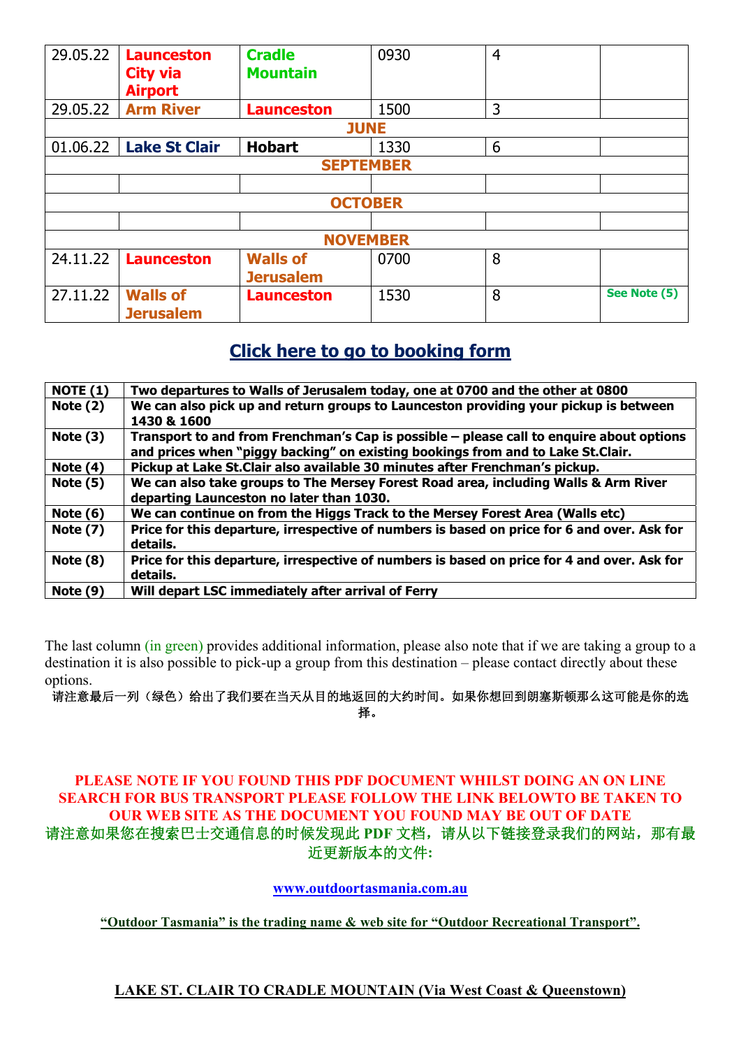| | | | | | |
|---|---|---|---|---|---|
| 29.05.22 | Launceston City via Airport | Cradle Mountain | 0930 | 4 | |
| 29.05.22 | Arm River | Launceston | 1500 | 3 | |
| **JUNE** | | | | | |
| 01.06.22 | Lake St Clair | Hobart | 1330 | 6 | |
| **SEPTEMBER** | | | | | |
| | | | | | |
| **OCTOBER** | | | | | |
| | | | | | |
| **NOVEMBER** | | | | | |
| 24.11.22 | Launceston | Walls of Jerusalem | 0700 | 8 | |
| 27.11.22 | Walls of Jerusalem | Launceston | 1530 | 8 | See Note (5) |

## Click here to go to booking form

| | |
|---|---|
| **NOTE (1)** | **Two departures to Walls of Jerusalem today, one at 0700 and the other at 0800** |
| **Note (2)** | **We can also pick up and return groups to Launceston providing your pickup is between 1430 & 1600** |
| **Note (3)** | **Transport to and from Frenchman's Cap is possible – please call to enquire about options and prices when "piggy backing" on existing bookings from and to Lake St.Clair.** |
| **Note (4)** | **Pickup at Lake St.Clair also available 30 minutes after Frenchman's pickup.** |
| **Note (5)** | **We can also take groups to The Mersey Forest Road area, including Walls & Arm River departing Launceston no later than 1030.** |
| **Note (6)** | **We can continue on from the Higgs Track to the Mersey Forest Area (Walls etc)** |
| **Note (7)** | **Price for this departure, irrespective of numbers is based on price for 6 and over. Ask for details.** |
| **Note (8)** | **Price for this departure, irrespective of numbers is based on price for 4 and over. Ask for details.** |
| **Note (9)** | **Will depart LSC immediately after arrival of Ferry** |

The last column (in green) provides additional information, please also note that if we are taking a group to a destination it is also possible to pick-up a group from this destination – please contact directly about these options.

请注意最后一列（绿色）给出了我们要在当天从目的地返回的大约时间。如果你想回到朗塞斯顿那么这可能是你的选择。

**PLEASE NOTE IF YOU FOUND THIS PDF DOCUMENT WHILST DOING AN ON LINE SEARCH FOR BUS TRANSPORT PLEASE FOLLOW THE LINK BELOWTO BE TAKEN TO OUR WEB SITE AS THE DOCUMENT YOU FOUND MAY BE OUT OF DATE**

**请注意如果您在搜索巴士交通信息的时候发现此 PDF 文档，请从以下链接登录我们的网站，那有最近更新版本的文件:**

**www.outdoortasmania.com.au**

**"Outdoor Tasmania" is the trading name & web site for "Outdoor Recreational Transport".**

**LAKE ST. CLAIR TO CRADLE MOUNTAIN (Via West Coast & Queenstown)**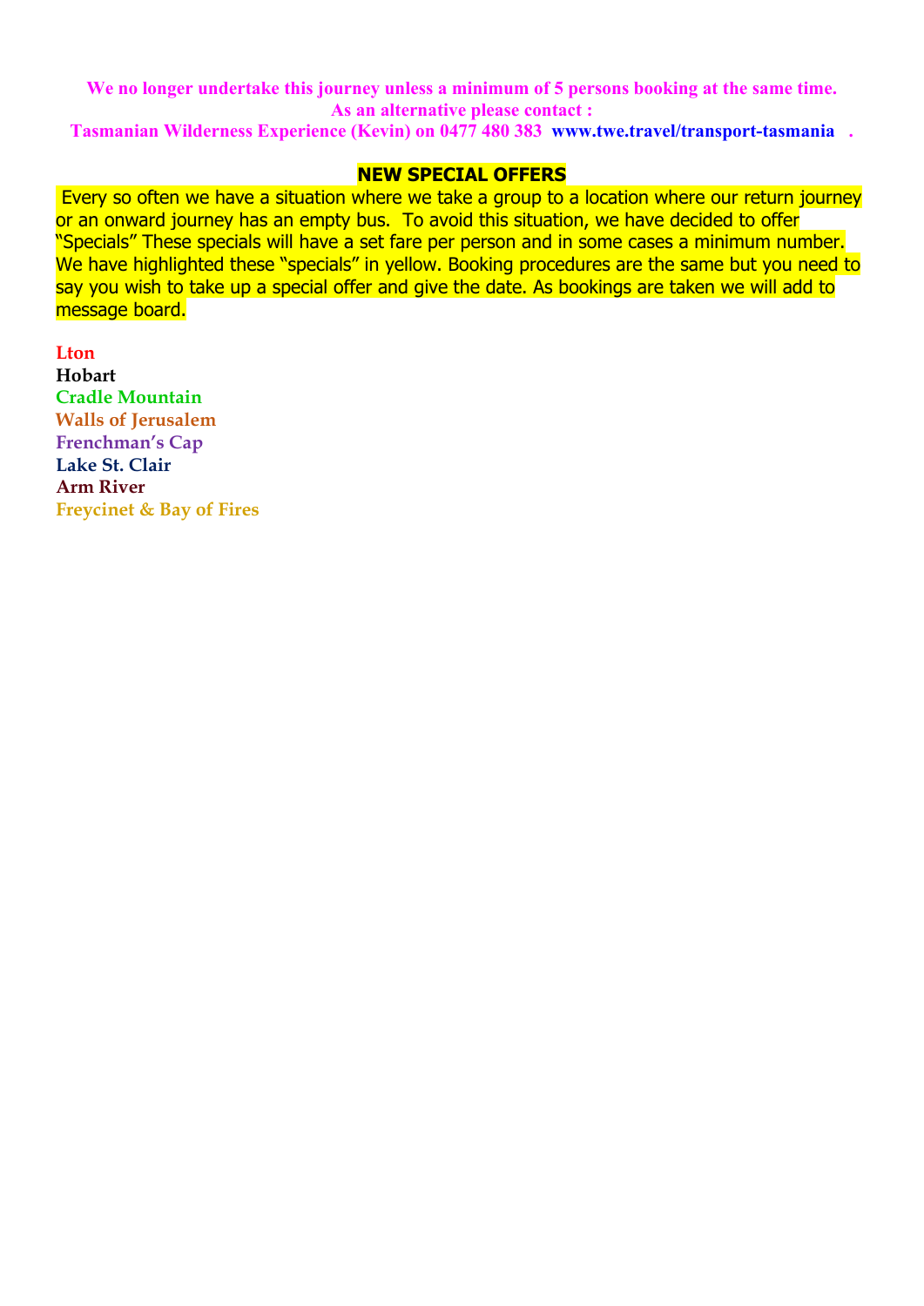**We no longer undertake this journey unless a minimum of 5 persons booking at the same time.**
**As an alternative please contact :**
**Tasmanian Wilderness Experience (Kevin) on 0477 480 383 www.twe.travel/transport-tasmania .**

## NEW SPECIAL OFFERS

Every so often we have a situation where we take a group to a location where our return journey or an onward journey has an empty bus. To avoid this situation, we have decided to offer "Specials" These specials will have a set fare per person and in some cases a minimum number. We have highlighted these "specials" in yellow. Booking procedures are the same but you need to say you wish to take up a special offer and give the date. As bookings are taken we will add to message board.

**Lton**
**Hobart**
**Cradle Mountain**
**Walls of Jerusalem**
**Frenchman's Cap**
**Lake St. Clair**
**Arm River**
**Freycinet & Bay of Fires**